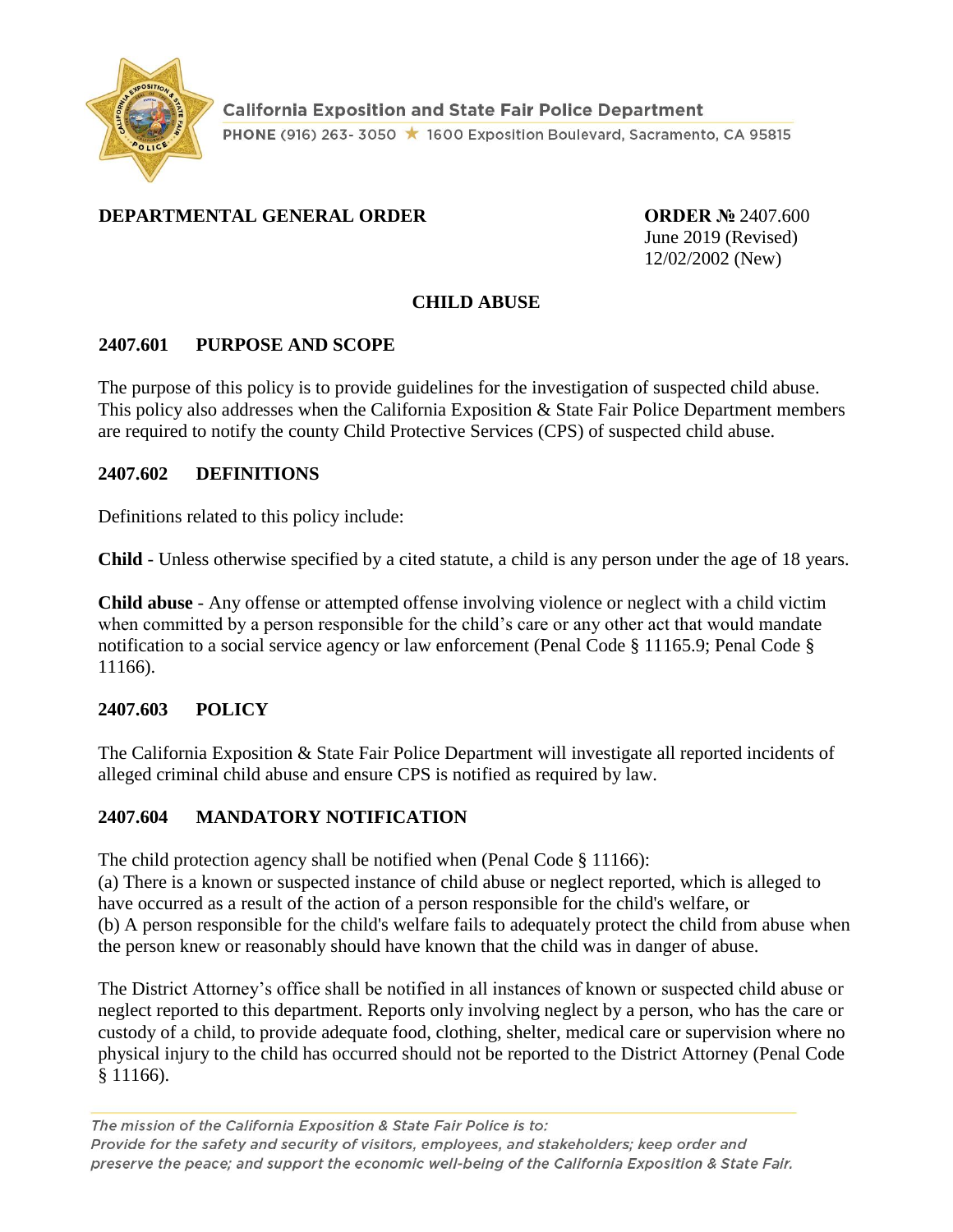California Exposition and State Fair Police Department

PHONE (916) 263- 3050 ★ 1600 Exposition Boulevard, Sacramento, CA 95815

**DEPARTMENTAL GENERAL ORDER**

**ORDER №** 2407.600
June 2019 (Revised)
12/02/2002 (New)

## CHILD ABUSE

### 2407.601 PURPOSE AND SCOPE

The purpose of this policy is to provide guidelines for the investigation of suspected child abuse. This policy also addresses when the California Exposition & State Fair Police Department members are required to notify the county Child Protective Services (CPS) of suspected child abuse.

### 2407.602 DEFINITIONS

Definitions related to this policy include:

**Child** - Unless otherwise specified by a cited statute, a child is any person under the age of 18 years.

**Child abuse** - Any offense or attempted offense involving violence or neglect with a child victim when committed by a person responsible for the child's care or any other act that would mandate notification to a social service agency or law enforcement (Penal Code § 11165.9; Penal Code § 11166).

### 2407.603 POLICY

The California Exposition & State Fair Police Department will investigate all reported incidents of alleged criminal child abuse and ensure CPS is notified as required by law.

### 2407.604 MANDATORY NOTIFICATION

The child protection agency shall be notified when (Penal Code § 11166):
(a) There is a known or suspected instance of child abuse or neglect reported, which is alleged to have occurred as a result of the action of a person responsible for the child's welfare, or
(b) A person responsible for the child's welfare fails to adequately protect the child from abuse when the person knew or reasonably should have known that the child was in danger of abuse.

The District Attorney's office shall be notified in all instances of known or suspected child abuse or neglect reported to this department. Reports only involving neglect by a person, who has the care or custody of a child, to provide adequate food, clothing, shelter, medical care or supervision where no physical injury to the child has occurred should not be reported to the District Attorney (Penal Code § 11166).

*The mission of the California Exposition & State Fair Police is to: Provide for the safety and security of visitors, employees, and stakeholders; keep order and preserve the peace; and support the economic well-being of the California Exposition & State Fair.*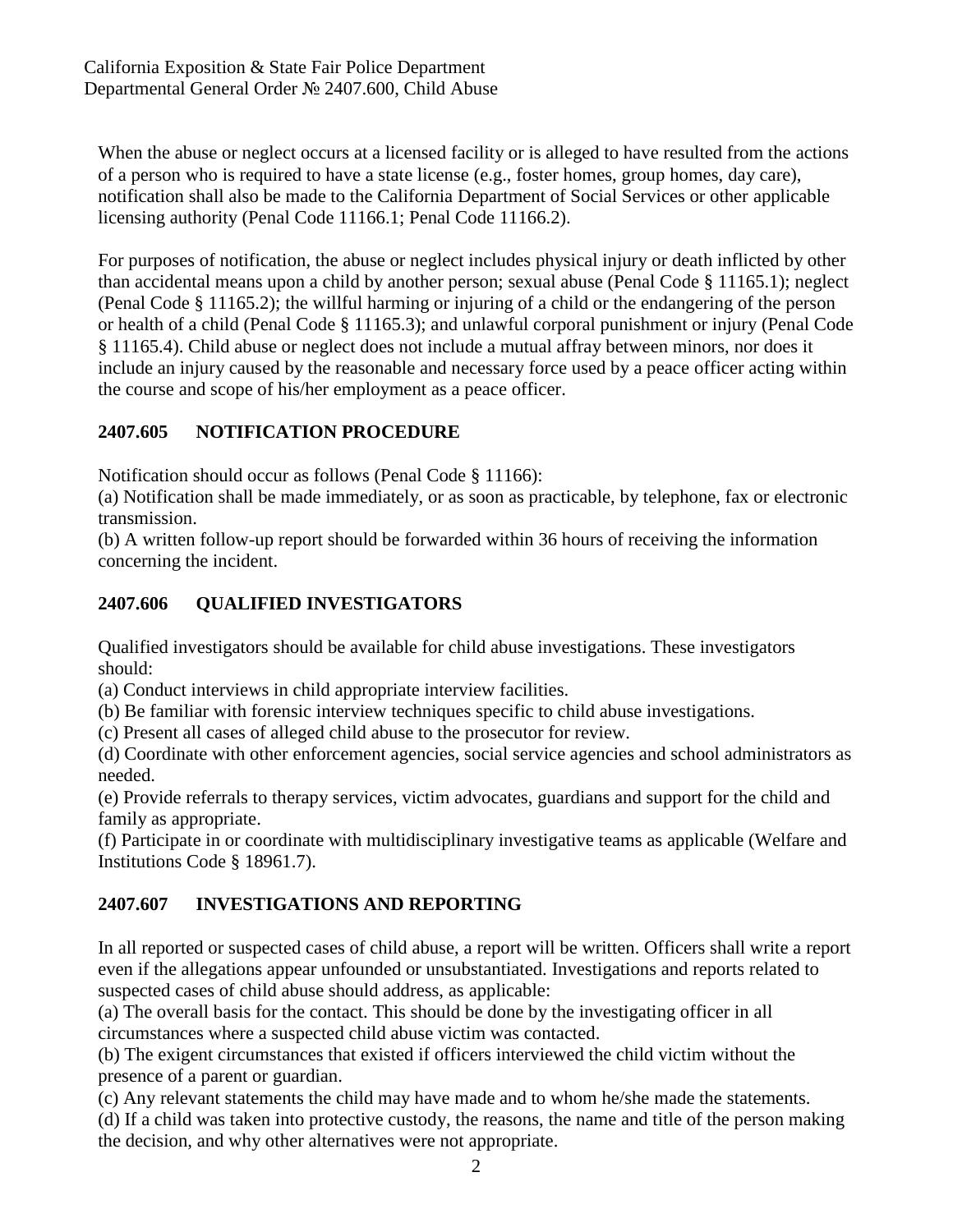When the abuse or neglect occurs at a licensed facility or is alleged to have resulted from the actions of a person who is required to have a state license (e.g., foster homes, group homes, day care), notification shall also be made to the California Department of Social Services or other applicable licensing authority (Penal Code 11166.1; Penal Code 11166.2).

For purposes of notification, the abuse or neglect includes physical injury or death inflicted by other than accidental means upon a child by another person; sexual abuse (Penal Code § 11165.1); neglect (Penal Code § 11165.2); the willful harming or injuring of a child or the endangering of the person or health of a child (Penal Code § 11165.3); and unlawful corporal punishment or injury (Penal Code § 11165.4). Child abuse or neglect does not include a mutual affray between minors, nor does it include an injury caused by the reasonable and necessary force used by a peace officer acting within the course and scope of his/her employment as a peace officer.

## 2407.605 NOTIFICATION PROCEDURE

Notification should occur as follows (Penal Code § 11166):

(a) Notification shall be made immediately, or as soon as practicable, by telephone, fax or electronic transmission.

(b) A written follow-up report should be forwarded within 36 hours of receiving the information concerning the incident.

## 2407.606 QUALIFIED INVESTIGATORS

Qualified investigators should be available for child abuse investigations. These investigators should:

(a) Conduct interviews in child appropriate interview facilities.

(b) Be familiar with forensic interview techniques specific to child abuse investigations.

(c) Present all cases of alleged child abuse to the prosecutor for review.

(d) Coordinate with other enforcement agencies, social service agencies and school administrators as needed.

(e) Provide referrals to therapy services, victim advocates, guardians and support for the child and family as appropriate.

(f) Participate in or coordinate with multidisciplinary investigative teams as applicable (Welfare and Institutions Code § 18961.7).

## 2407.607 INVESTIGATIONS AND REPORTING

In all reported or suspected cases of child abuse, a report will be written. Officers shall write a report even if the allegations appear unfounded or unsubstantiated. Investigations and reports related to suspected cases of child abuse should address, as applicable:

(a) The overall basis for the contact. This should be done by the investigating officer in all circumstances where a suspected child abuse victim was contacted.

(b) The exigent circumstances that existed if officers interviewed the child victim without the presence of a parent or guardian.

(c) Any relevant statements the child may have made and to whom he/she made the statements.

(d) If a child was taken into protective custody, the reasons, the name and title of the person making the decision, and why other alternatives were not appropriate.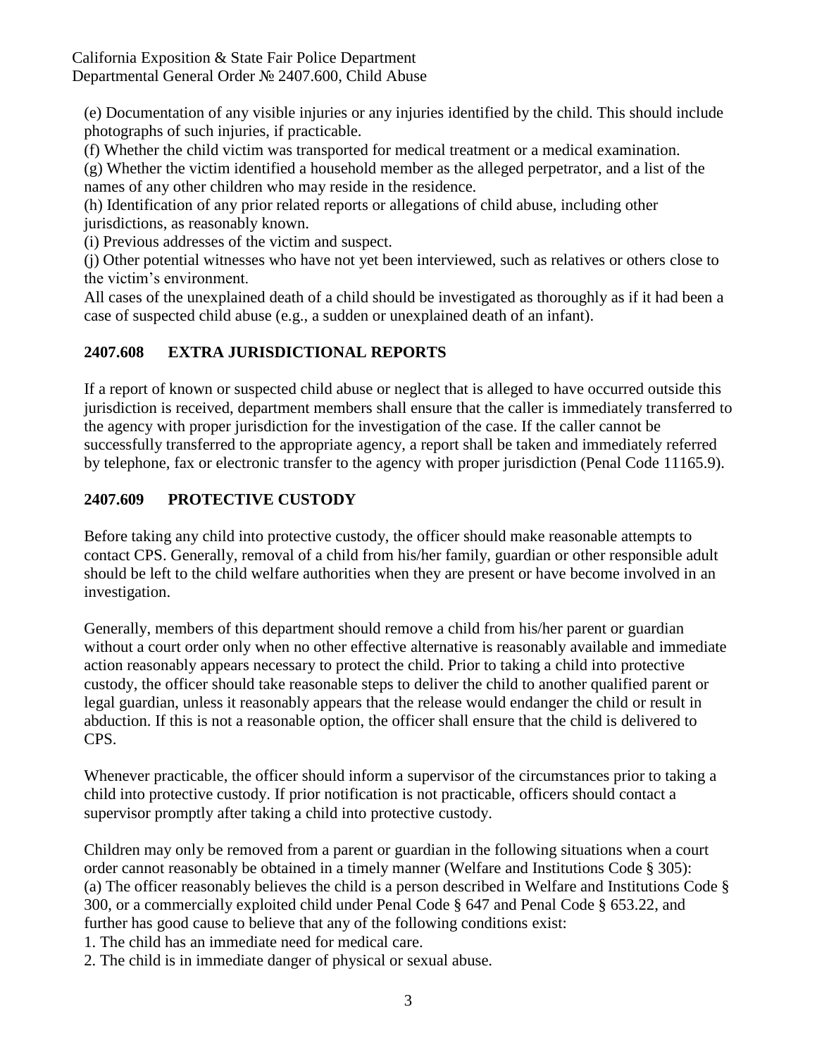(e) Documentation of any visible injuries or any injuries identified by the child. This should include photographs of such injuries, if practicable.

(f) Whether the child victim was transported for medical treatment or a medical examination.

(g) Whether the victim identified a household member as the alleged perpetrator, and a list of the names of any other children who may reside in the residence.

(h) Identification of any prior related reports or allegations of child abuse, including other jurisdictions, as reasonably known.

(i) Previous addresses of the victim and suspect.

(j) Other potential witnesses who have not yet been interviewed, such as relatives or others close to the victim's environment.

All cases of the unexplained death of a child should be investigated as thoroughly as if it had been a case of suspected child abuse (e.g., a sudden or unexplained death of an infant).

## 2407.608 EXTRA JURISDICTIONAL REPORTS

If a report of known or suspected child abuse or neglect that is alleged to have occurred outside this jurisdiction is received, department members shall ensure that the caller is immediately transferred to the agency with proper jurisdiction for the investigation of the case. If the caller cannot be successfully transferred to the appropriate agency, a report shall be taken and immediately referred by telephone, fax or electronic transfer to the agency with proper jurisdiction (Penal Code 11165.9).

## 2407.609 PROTECTIVE CUSTODY

Before taking any child into protective custody, the officer should make reasonable attempts to contact CPS. Generally, removal of a child from his/her family, guardian or other responsible adult should be left to the child welfare authorities when they are present or have become involved in an investigation.

Generally, members of this department should remove a child from his/her parent or guardian without a court order only when no other effective alternative is reasonably available and immediate action reasonably appears necessary to protect the child. Prior to taking a child into protective custody, the officer should take reasonable steps to deliver the child to another qualified parent or legal guardian, unless it reasonably appears that the release would endanger the child or result in abduction. If this is not a reasonable option, the officer shall ensure that the child is delivered to CPS.

Whenever practicable, the officer should inform a supervisor of the circumstances prior to taking a child into protective custody. If prior notification is not practicable, officers should contact a supervisor promptly after taking a child into protective custody.

Children may only be removed from a parent or guardian in the following situations when a court order cannot reasonably be obtained in a timely manner (Welfare and Institutions Code § 305):

(a) The officer reasonably believes the child is a person described in Welfare and Institutions Code § 300, or a commercially exploited child under Penal Code § 647 and Penal Code § 653.22, and further has good cause to believe that any of the following conditions exist:

1. The child has an immediate need for medical care.
2. The child is in immediate danger of physical or sexual abuse.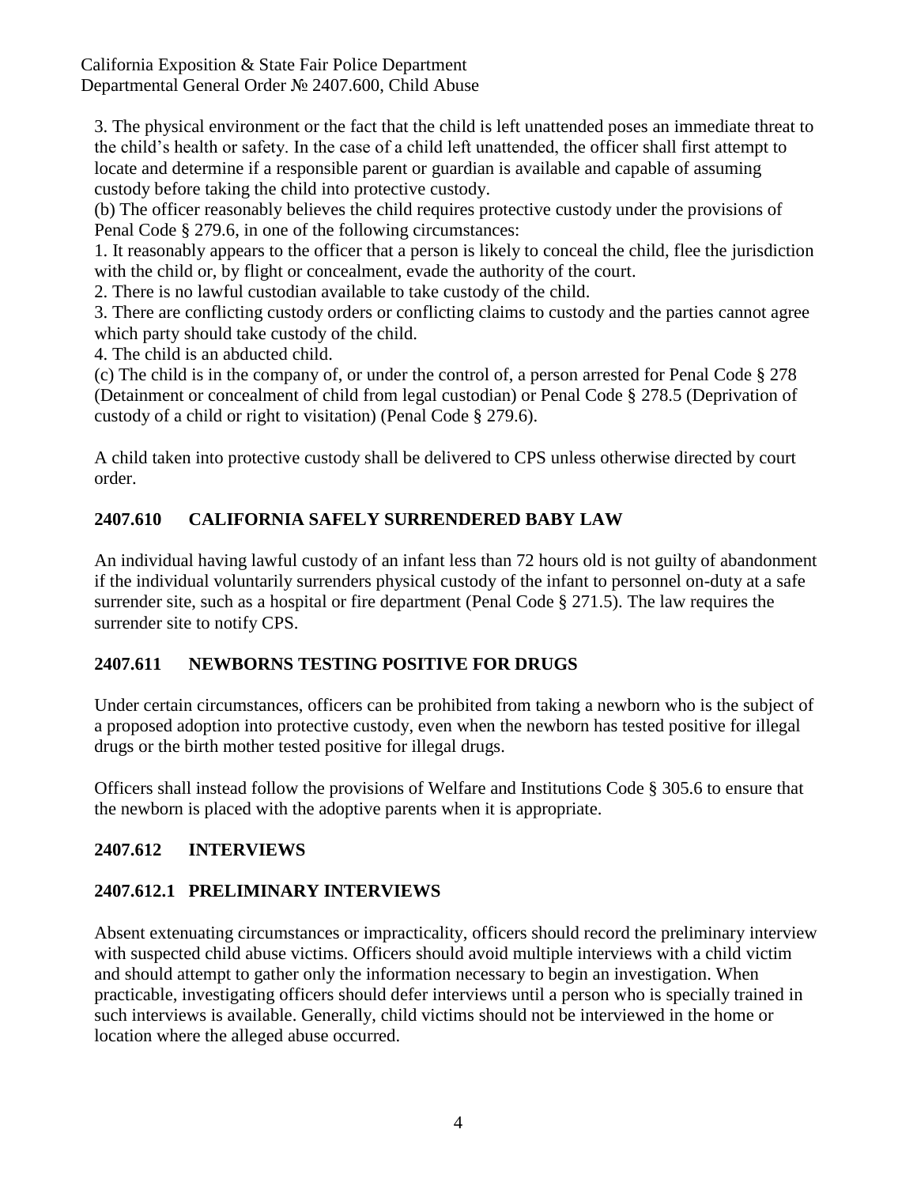3. The physical environment or the fact that the child is left unattended poses an immediate threat to the child's health or safety. In the case of a child left unattended, the officer shall first attempt to locate and determine if a responsible parent or guardian is available and capable of assuming custody before taking the child into protective custody.

(b) The officer reasonably believes the child requires protective custody under the provisions of Penal Code § 279.6, in one of the following circumstances:

1. It reasonably appears to the officer that a person is likely to conceal the child, flee the jurisdiction with the child or, by flight or concealment, evade the authority of the court.
2. There is no lawful custodian available to take custody of the child.
3. There are conflicting custody orders or conflicting claims to custody and the parties cannot agree which party should take custody of the child.
4. The child is an abducted child.

(c) The child is in the company of, or under the control of, a person arrested for Penal Code § 278 (Detainment or concealment of child from legal custodian) or Penal Code § 278.5 (Deprivation of custody of a child or right to visitation) (Penal Code § 279.6).

A child taken into protective custody shall be delivered to CPS unless otherwise directed by court order.

## 2407.610 CALIFORNIA SAFELY SURRENDERED BABY LAW

An individual having lawful custody of an infant less than 72 hours old is not guilty of abandonment if the individual voluntarily surrenders physical custody of the infant to personnel on-duty at a safe surrender site, such as a hospital or fire department (Penal Code § 271.5). The law requires the surrender site to notify CPS.

## 2407.611 NEWBORNS TESTING POSITIVE FOR DRUGS

Under certain circumstances, officers can be prohibited from taking a newborn who is the subject of a proposed adoption into protective custody, even when the newborn has tested positive for illegal drugs or the birth mother tested positive for illegal drugs.

Officers shall instead follow the provisions of Welfare and Institutions Code § 305.6 to ensure that the newborn is placed with the adoptive parents when it is appropriate.

## 2407.612 INTERVIEWS

### 2407.612.1 PRELIMINARY INTERVIEWS

Absent extenuating circumstances or impracticality, officers should record the preliminary interview with suspected child abuse victims. Officers should avoid multiple interviews with a child victim and should attempt to gather only the information necessary to begin an investigation. When practicable, investigating officers should defer interviews until a person who is specially trained in such interviews is available. Generally, child victims should not be interviewed in the home or location where the alleged abuse occurred.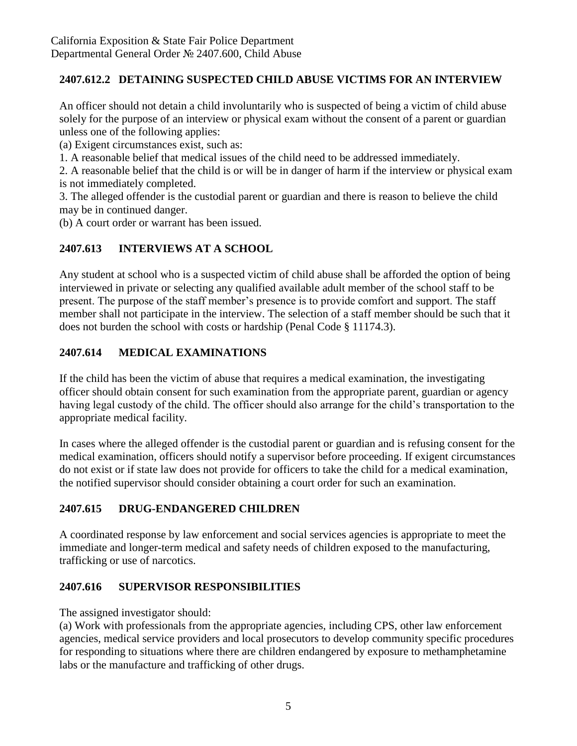## 2407.612.2 DETAINING SUSPECTED CHILD ABUSE VICTIMS FOR AN INTERVIEW

An officer should not detain a child involuntarily who is suspected of being a victim of child abuse solely for the purpose of an interview or physical exam without the consent of a parent or guardian unless one of the following applies:

(a) Exigent circumstances exist, such as:

1. A reasonable belief that medical issues of the child need to be addressed immediately.
2. A reasonable belief that the child is or will be in danger of harm if the interview or physical exam is not immediately completed.
3. The alleged offender is the custodial parent or guardian and there is reason to believe the child may be in continued danger.

(b) A court order or warrant has been issued.

## 2407.613 INTERVIEWS AT A SCHOOL

Any student at school who is a suspected victim of child abuse shall be afforded the option of being interviewed in private or selecting any qualified available adult member of the school staff to be present. The purpose of the staff member's presence is to provide comfort and support. The staff member shall not participate in the interview. The selection of a staff member should be such that it does not burden the school with costs or hardship (Penal Code § 11174.3).

## 2407.614 MEDICAL EXAMINATIONS

If the child has been the victim of abuse that requires a medical examination, the investigating officer should obtain consent for such examination from the appropriate parent, guardian or agency having legal custody of the child. The officer should also arrange for the child's transportation to the appropriate medical facility.

In cases where the alleged offender is the custodial parent or guardian and is refusing consent for the medical examination, officers should notify a supervisor before proceeding. If exigent circumstances do not exist or if state law does not provide for officers to take the child for a medical examination, the notified supervisor should consider obtaining a court order for such an examination.

## 2407.615 DRUG-ENDANGERED CHILDREN

A coordinated response by law enforcement and social services agencies is appropriate to meet the immediate and longer-term medical and safety needs of children exposed to the manufacturing, trafficking or use of narcotics.

## 2407.616 SUPERVISOR RESPONSIBILITIES

The assigned investigator should:

(a) Work with professionals from the appropriate agencies, including CPS, other law enforcement agencies, medical service providers and local prosecutors to develop community specific procedures for responding to situations where there are children endangered by exposure to methamphetamine labs or the manufacture and trafficking of other drugs.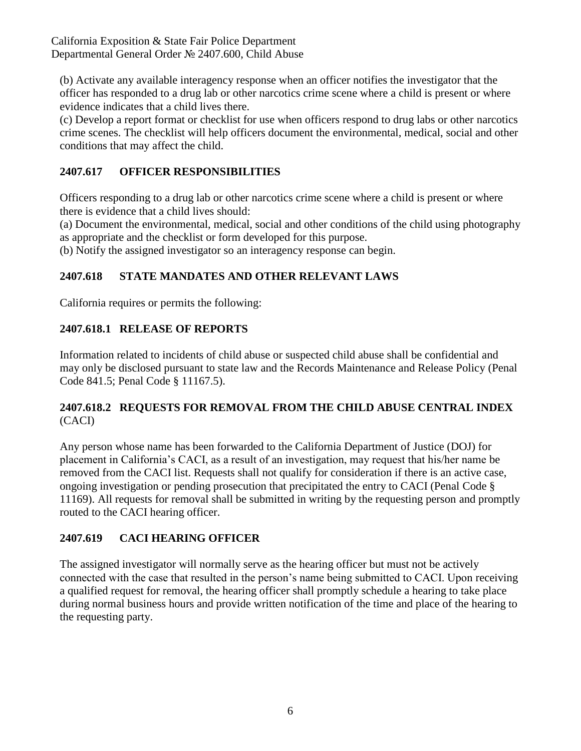(b) Activate any available interagency response when an officer notifies the investigator that the officer has responded to a drug lab or other narcotics crime scene where a child is present or where evidence indicates that a child lives there.
(c) Develop a report format or checklist for use when officers respond to drug labs or other narcotics crime scenes. The checklist will help officers document the environmental, medical, social and other conditions that may affect the child.

## 2407.617 OFFICER RESPONSIBILITIES

Officers responding to a drug lab or other narcotics crime scene where a child is present or where there is evidence that a child lives should:
(a) Document the environmental, medical, social and other conditions of the child using photography as appropriate and the checklist or form developed for this purpose.
(b) Notify the assigned investigator so an interagency response can begin.

## 2407.618 STATE MANDATES AND OTHER RELEVANT LAWS

California requires or permits the following:

### 2407.618.1 RELEASE OF REPORTS

Information related to incidents of child abuse or suspected child abuse shall be confidential and may only be disclosed pursuant to state law and the Records Maintenance and Release Policy (Penal Code 841.5; Penal Code § 11167.5).

### 2407.618.2 REQUESTS FOR REMOVAL FROM THE CHILD ABUSE CENTRAL INDEX (CACI)

Any person whose name has been forwarded to the California Department of Justice (DOJ) for placement in California's CACI, as a result of an investigation, may request that his/her name be removed from the CACI list. Requests shall not qualify for consideration if there is an active case, ongoing investigation or pending prosecution that precipitated the entry to CACI (Penal Code § 11169). All requests for removal shall be submitted in writing by the requesting person and promptly routed to the CACI hearing officer.

## 2407.619 CACI HEARING OFFICER

The assigned investigator will normally serve as the hearing officer but must not be actively connected with the case that resulted in the person's name being submitted to CACI. Upon receiving a qualified request for removal, the hearing officer shall promptly schedule a hearing to take place during normal business hours and provide written notification of the time and place of the hearing to the requesting party.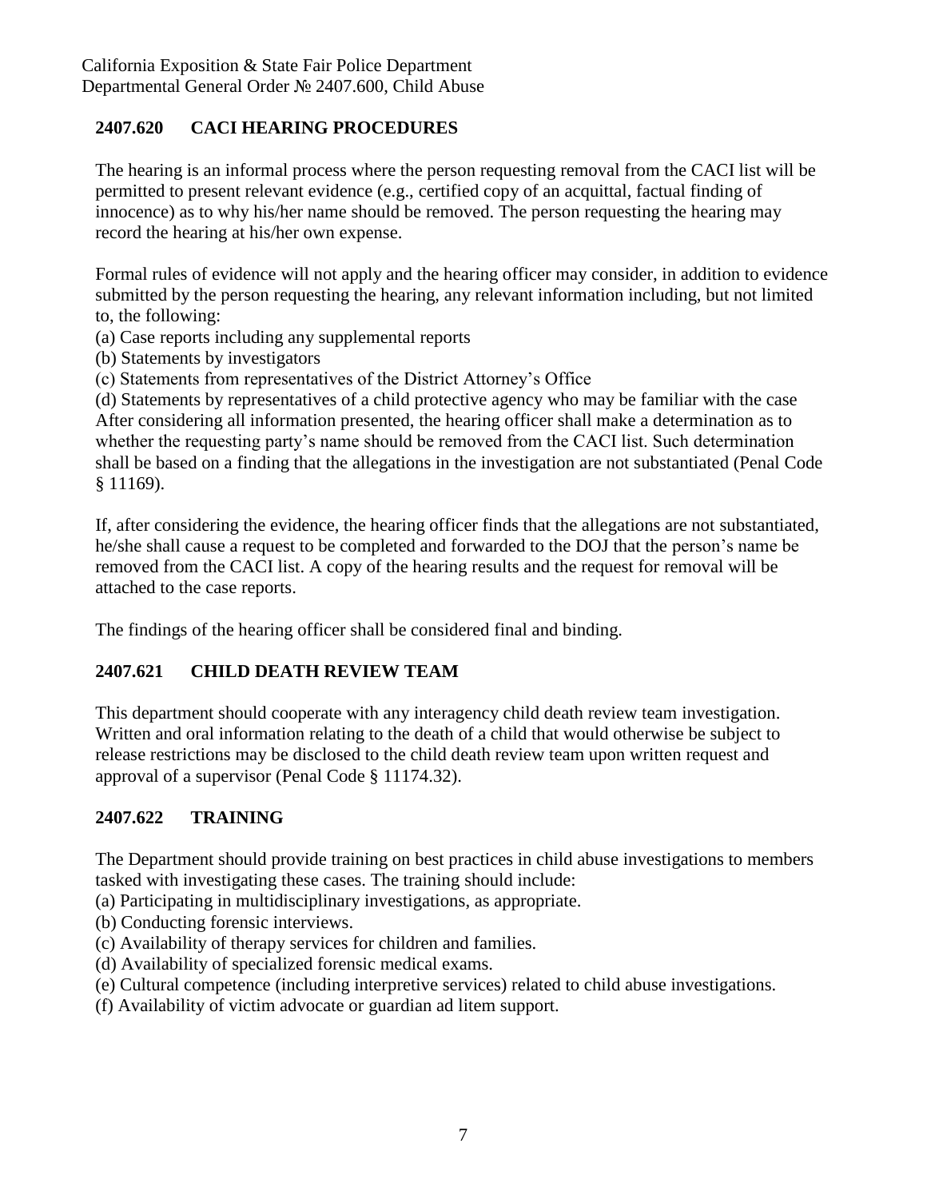## 2407.620 CACI HEARING PROCEDURES

The hearing is an informal process where the person requesting removal from the CACI list will be permitted to present relevant evidence (e.g., certified copy of an acquittal, factual finding of innocence) as to why his/her name should be removed. The person requesting the hearing may record the hearing at his/her own expense.

Formal rules of evidence will not apply and the hearing officer may consider, in addition to evidence submitted by the person requesting the hearing, any relevant information including, but not limited to, the following:

(a) Case reports including any supplemental reports
(b) Statements by investigators
(c) Statements from representatives of the District Attorney's Office
(d) Statements by representatives of a child protective agency who may be familiar with the case

After considering all information presented, the hearing officer shall make a determination as to whether the requesting party's name should be removed from the CACI list. Such determination shall be based on a finding that the allegations in the investigation are not substantiated (Penal Code § 11169).

If, after considering the evidence, the hearing officer finds that the allegations are not substantiated, he/she shall cause a request to be completed and forwarded to the DOJ that the person's name be removed from the CACI list. A copy of the hearing results and the request for removal will be attached to the case reports.

The findings of the hearing officer shall be considered final and binding.

## 2407.621 CHILD DEATH REVIEW TEAM

This department should cooperate with any interagency child death review team investigation. Written and oral information relating to the death of a child that would otherwise be subject to release restrictions may be disclosed to the child death review team upon written request and approval of a supervisor (Penal Code § 11174.32).

## 2407.622 TRAINING

The Department should provide training on best practices in child abuse investigations to members tasked with investigating these cases. The training should include:

(a) Participating in multidisciplinary investigations, as appropriate.
(b) Conducting forensic interviews.
(c) Availability of therapy services for children and families.
(d) Availability of specialized forensic medical exams.
(e) Cultural competence (including interpretive services) related to child abuse investigations.
(f) Availability of victim advocate or guardian ad litem support.